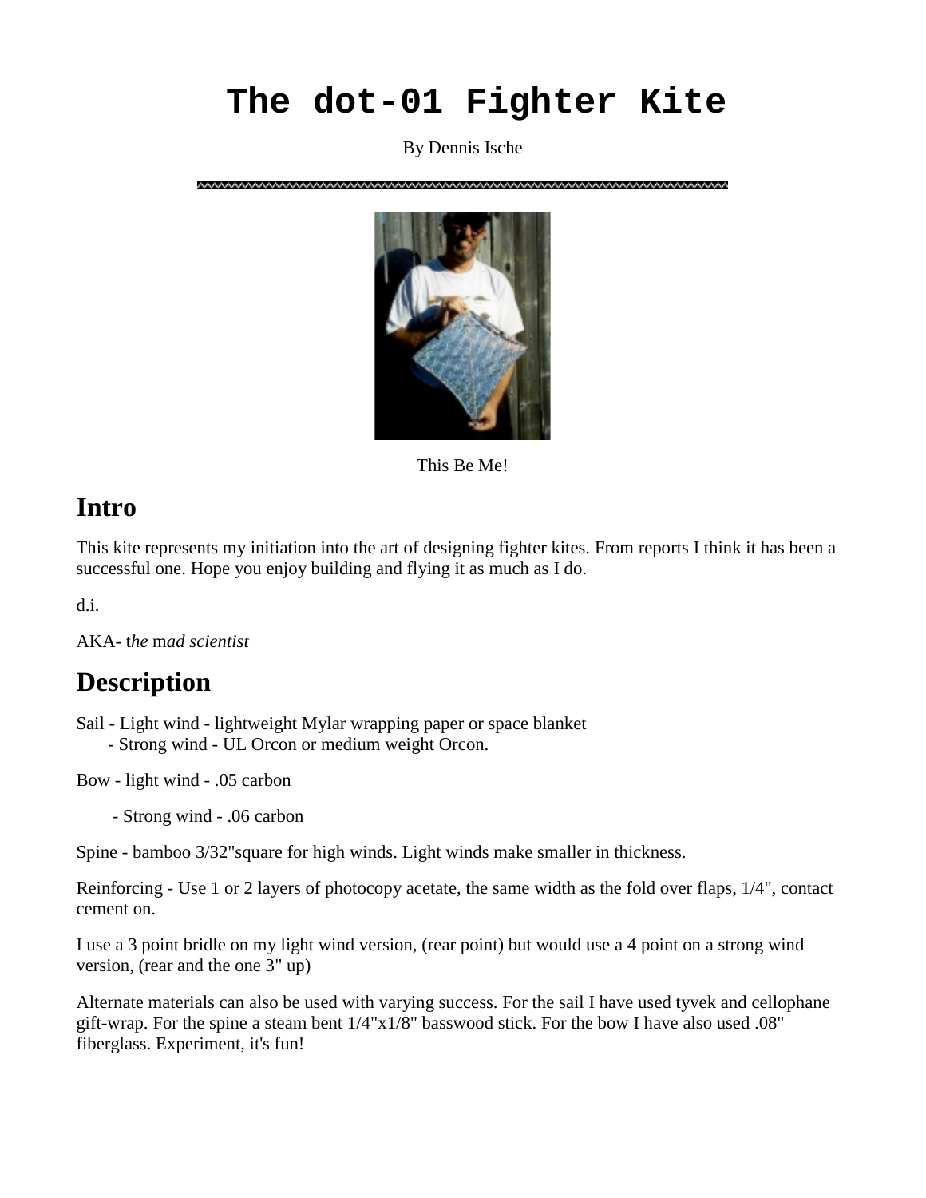# The dot-01 Fighter Kite

By Dennis Ische

This Be Me!

## Intro

This kite represents my initiation into the art of designing fighter kites. From reports I think it has been a successful one. Hope you enjoy building and flying it as much as I do.

d.i.

AKA- t*he* m*ad scientist*

## Description

Sail - Light wind - lightweight Mylar wrapping paper or space blanket
- Strong wind - UL Orcon or medium weight Orcon.

Bow - light wind - .05 carbon

- Strong wind - .06 carbon

Spine - bamboo 3/32"square for high winds. Light winds make smaller in thickness.

Reinforcing - Use 1 or 2 layers of photocopy acetate, the same width as the fold over flaps, 1/4", contact cement on.

I use a 3 point bridle on my light wind version, (rear point) but would use a 4 point on a strong wind version, (rear and the one 3" up)

Alternate materials can also be used with varying success. For the sail I have used tyvek and cellophane gift-wrap. For the spine a steam bent 1/4"x1/8" basswood stick. For the bow I have also used .08" fiberglass. Experiment, it's fun!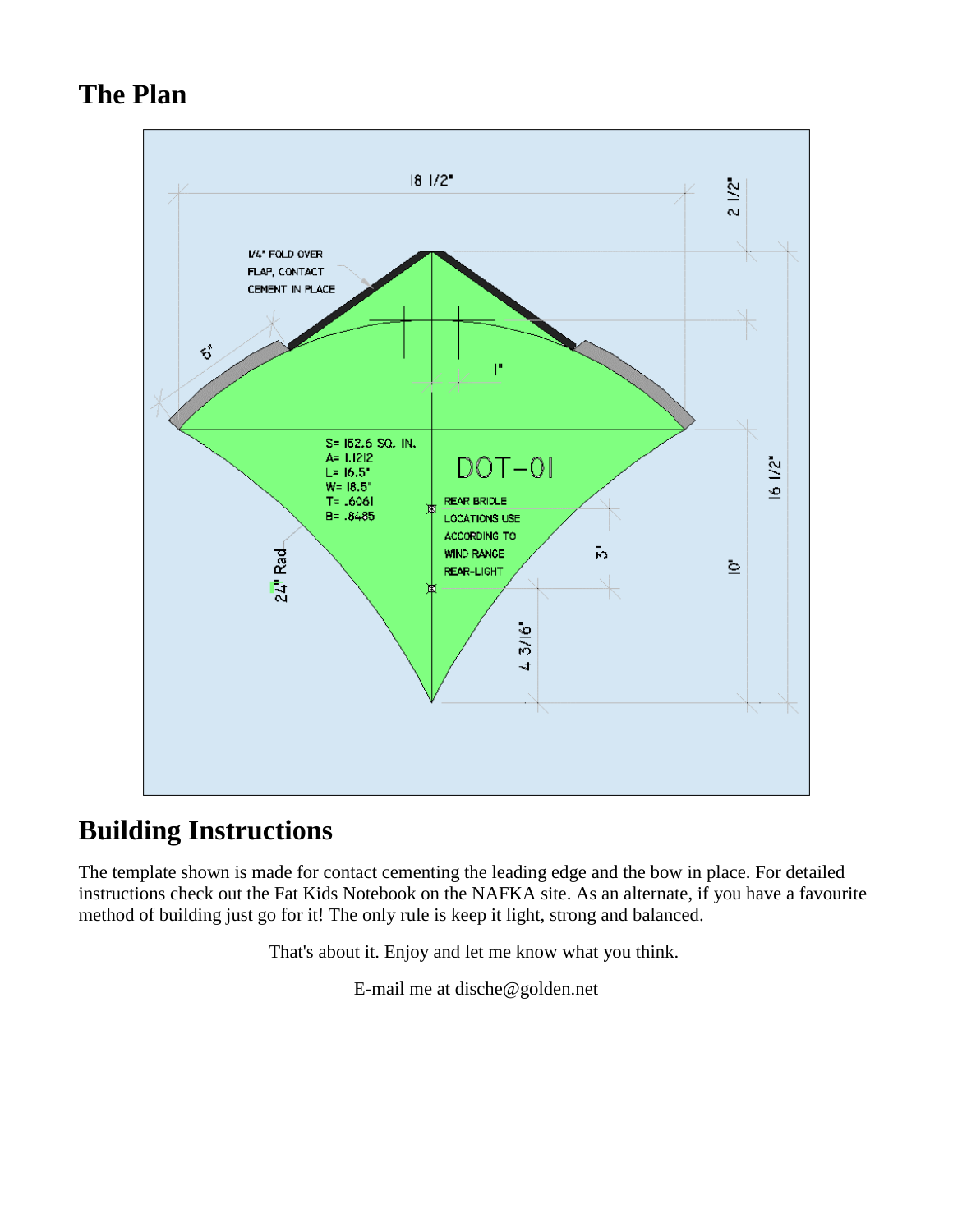## The Plan

18 1/2"

2 1/2"

1/4" FOLD OVER FLAP, CONTACT CEMENT IN PLACE

5"

1"

S= 152.6 SQ. IN.
A= 1.1212
L= 16.5"
W= 18.5"
T= .6061
B= .8485

DOT-01

REAR BRIDLE LOCATIONS USE ACCORDING TO WIND RANGE REAR-LIGHT

3"

16 1/2"

10"

24" Rad

4 3/16"

## Building Instructions

The template shown is made for contact cementing the leading edge and the bow in place. For detailed instructions check out the Fat Kids Notebook on the NAFKA site. As an alternate, if you have a favourite method of building just go for it! The only rule is keep it light, strong and balanced.

That's about it. Enjoy and let me know what you think.

E-mail me at dische@golden.net